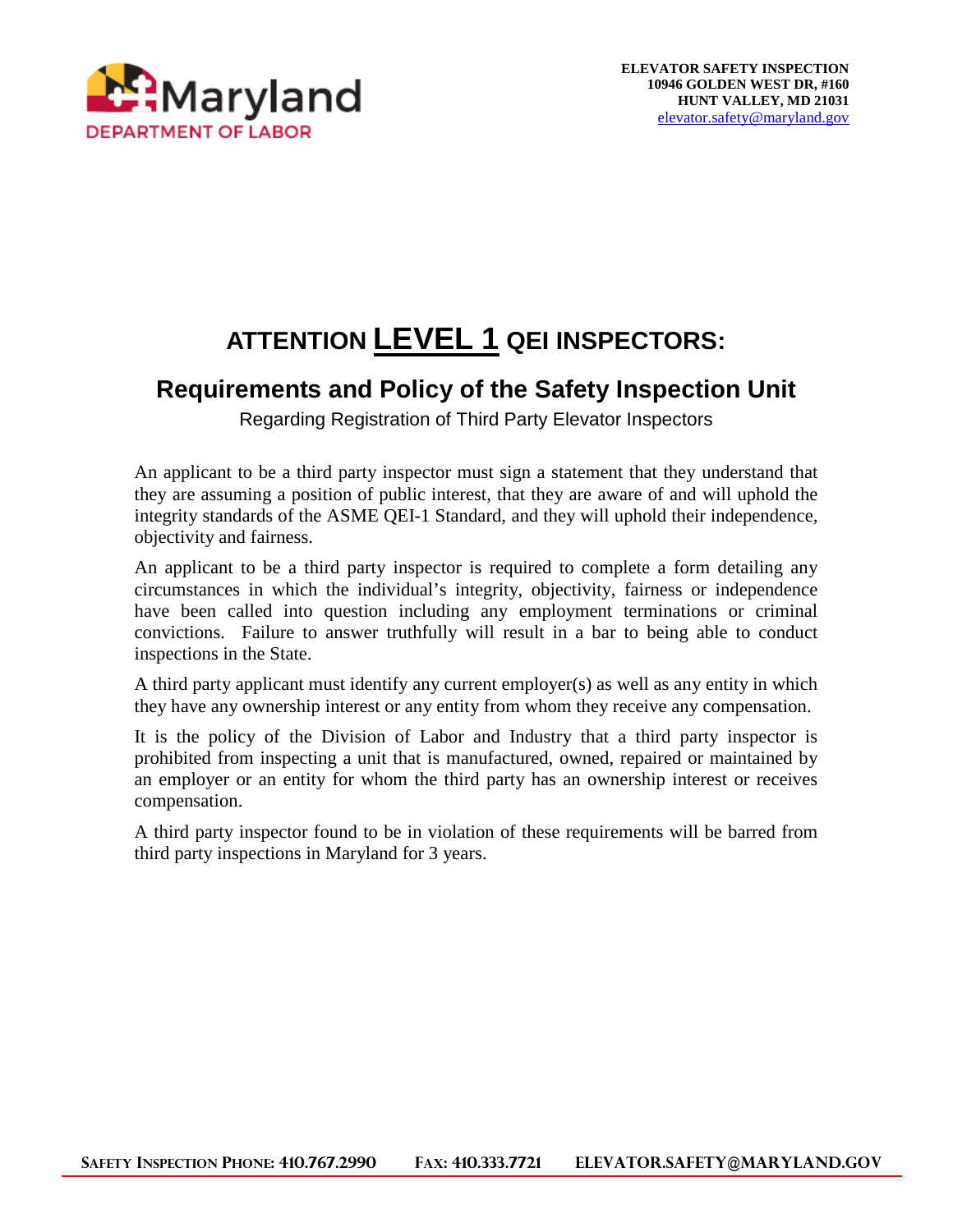Maryland DEPARTMENT OF LABOR

**ELEVATOR SAFETY INSPECTION**
**10946 GOLDEN WEST DR, #160**
**HUNT VALLEY, MD 21031**
elevator.safety@maryland.gov

# ATTENTION **LEVEL 1** QEI INSPECTORS:

## Requirements and Policy of the Safety Inspection Unit

Regarding Registration of Third Party Elevator Inspectors

An applicant to be a third party inspector must sign a statement that they understand that they are assuming a position of public interest, that they are aware of and will uphold the integrity standards of the ASME QEI-1 Standard, and they will uphold their independence, objectivity and fairness.

An applicant to be a third party inspector is required to complete a form detailing any circumstances in which the individual's integrity, objectivity, fairness or independence have been called into question including any employment terminations or criminal convictions. Failure to answer truthfully will result in a bar to being able to conduct inspections in the State.

A third party applicant must identify any current employer(s) as well as any entity in which they have any ownership interest or any entity from whom they receive any compensation.

It is the policy of the Division of Labor and Industry that a third party inspector is prohibited from inspecting a unit that is manufactured, owned, repaired or maintained by an employer or an entity for whom the third party has an ownership interest or receives compensation.

A third party inspector found to be in violation of these requirements will be barred from third party inspections in Maryland for 3 years.

SAFETY INSPECTION PHONE: 410.767.2990 FAX: 410.333.7721 ELEVATOR.SAFETY@MARYLAND.GOV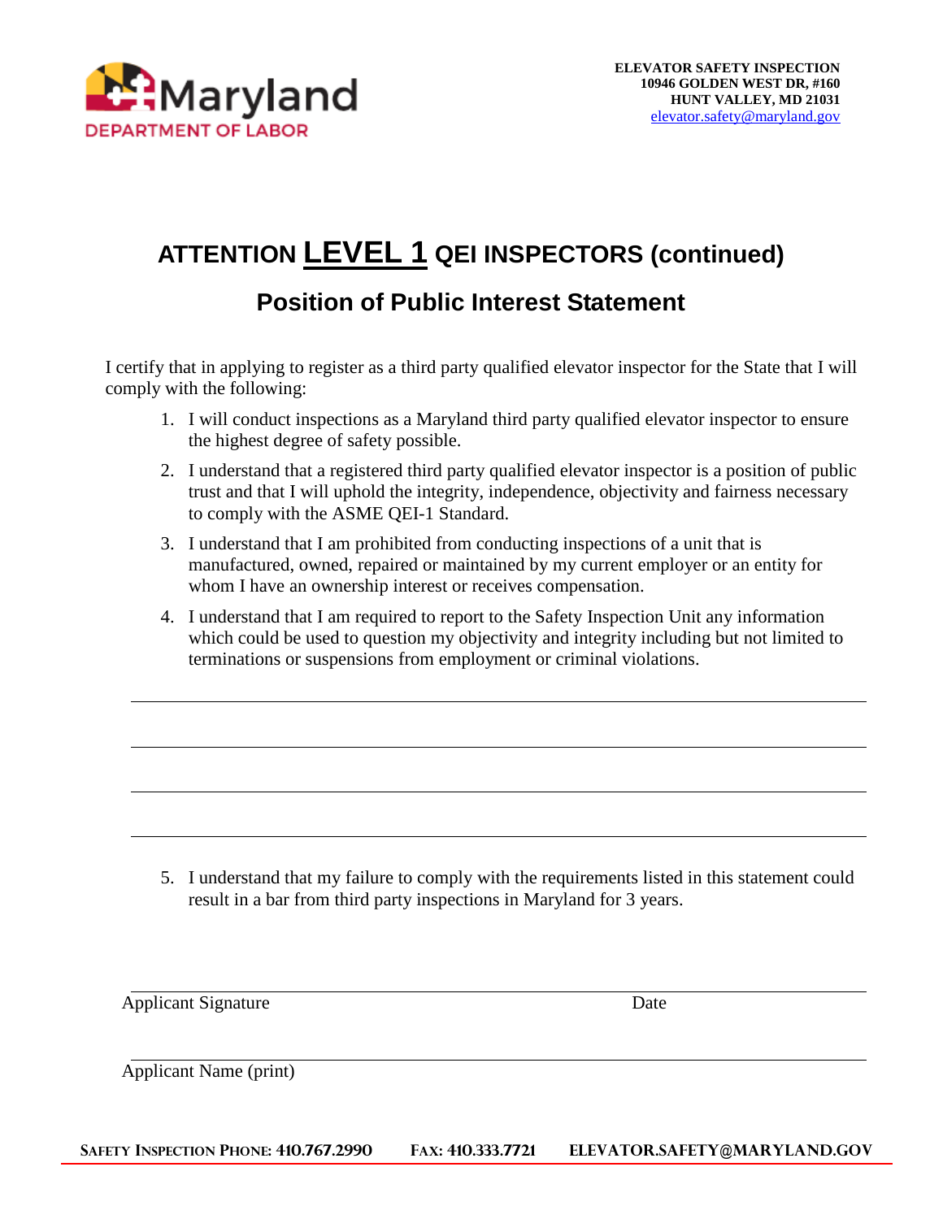ELEVATOR SAFETY INSPECTION
10946 GOLDEN WEST DR, #160
HUNT VALLEY, MD 21031
elevator.safety@maryland.gov

# ATTENTION LEVEL 1 QEI INSPECTORS (continued)

## Position of Public Interest Statement

I certify that in applying to register as a third party qualified elevator inspector for the State that I will comply with the following:

1. I will conduct inspections as a Maryland third party qualified elevator inspector to ensure the highest degree of safety possible.
2. I understand that a registered third party qualified elevator inspector is a position of public trust and that I will uphold the integrity, independence, objectivity and fairness necessary to comply with the ASME QEI-1 Standard.
3. I understand that I am prohibited from conducting inspections of a unit that is manufactured, owned, repaired or maintained by my current employer or an entity for whom I have an ownership interest or receives compensation.
4. I understand that I am required to report to the Safety Inspection Unit any information which could be used to question my objectivity and integrity including but not limited to terminations or suspensions from employment or criminal violations.

\_\_\_\_\_\_\_\_\_\_\_\_\_\_\_\_\_\_\_\_\_\_\_\_\_\_\_\_\_\_\_\_\_\_\_\_\_\_\_\_\_\_\_\_\_\_\_\_\_\_\_\_\_\_\_\_\_\_\_\_

\_\_\_\_\_\_\_\_\_\_\_\_\_\_\_\_\_\_\_\_\_\_\_\_\_\_\_\_\_\_\_\_\_\_\_\_\_\_\_\_\_\_\_\_\_\_\_\_\_\_\_\_\_\_\_\_\_\_\_\_

\_\_\_\_\_\_\_\_\_\_\_\_\_\_\_\_\_\_\_\_\_\_\_\_\_\_\_\_\_\_\_\_\_\_\_\_\_\_\_\_\_\_\_\_\_\_\_\_\_\_\_\_\_\_\_\_\_\_\_\_

\_\_\_\_\_\_\_\_\_\_\_\_\_\_\_\_\_\_\_\_\_\_\_\_\_\_\_\_\_\_\_\_\_\_\_\_\_\_\_\_\_\_\_\_\_\_\_\_\_\_\_\_\_\_\_\_\_\_\_\_

5. I understand that my failure to comply with the requirements listed in this statement could result in a bar from third party inspections in Maryland for 3 years.

\_\_\_\_\_\_\_\_\_\_\_\_\_\_\_\_\_\_\_\_\_\_\_\_\_\_\_\_\_\_\_\_\_\_\_\_\_\_\_\_\_\_\_\_\_\_\_\_\_\_\_\_\_\_\_\_\_\_\_\_

Applicant Signature                                                                 Date

\_\_\_\_\_\_\_\_\_\_\_\_\_\_\_\_\_\_\_\_\_\_\_\_\_\_\_\_\_\_\_\_\_\_\_\_\_\_\_\_\_\_\_\_\_\_\_\_\_\_\_\_\_\_\_\_\_\_\_\_

Applicant Name (print)

SAFETY INSPECTION PHONE: 410.767.2990 FAX: 410.333.7721 ELEVATOR.SAFETY@MARYLAND.GOV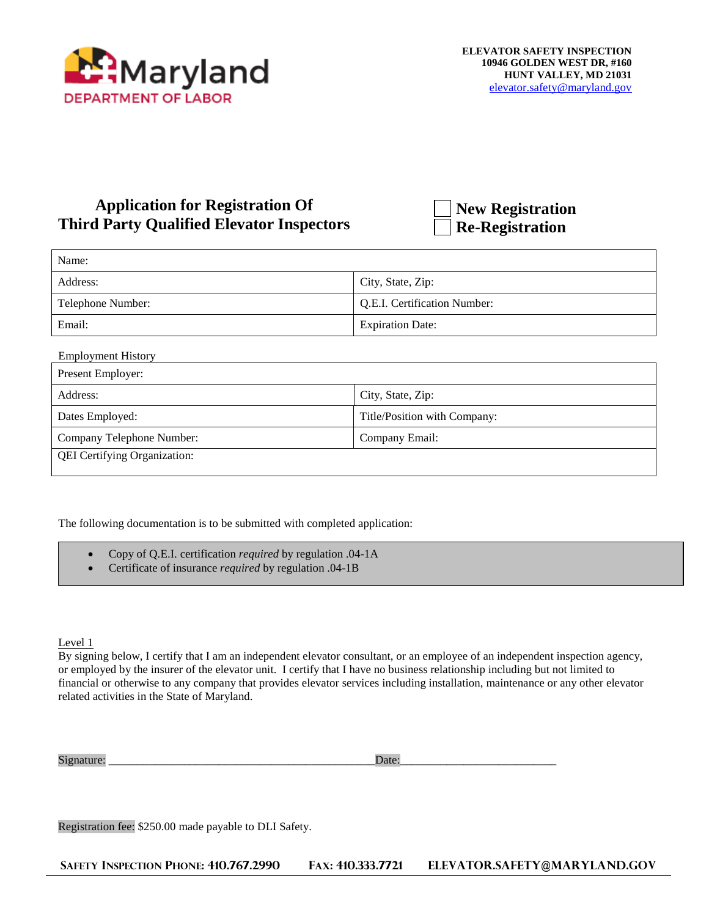Maryland
DEPARTMENT OF LABOR

**ELEVATOR SAFETY INSPECTION**
**10946 GOLDEN WEST DR, #160**
**HUNT VALLEY, MD 21031**
elevator.safety@maryland.gov

# Application for Registration Of Third Party Qualified Elevator Inspectors

☐ **New Registration**
☐ **Re-Registration**

| | |
|---|---|
| Name: | |
| Address: | City, State, Zip: |
| Telephone Number: | Q.E.I. Certification Number: |
| Email: | Expiration Date: |

Employment History

| | |
|---|---|
| Present Employer: | |
| Address: | City, State, Zip: |
| Dates Employed: | Title/Position with Company: |
| Company Telephone Number: | Company Email: |
| QEI Certifying Organization: | |

The following documentation is to be submitted with completed application:

- Copy of Q.E.I. certification *required* by regulation .04-1A
- Certificate of insurance *required* by regulation .04-1B

Level 1

By signing below, I certify that I am an independent elevator consultant, or an employee of an independent inspection agency, or employed by the insurer of the elevator unit. I certify that I have no business relationship including but not limited to financial or otherwise to any company that provides elevator services including installation, maintenance or any other elevator related activities in the State of Maryland.

Signature: _____________________________________________ Date:__________________________

Registration fee: $250.00 made payable to DLI Safety.

SAFETY INSPECTION PHONE: 410.767.2990 FAX: 410.333.7721 ELEVATOR.SAFETY@MARYLAND.GOV